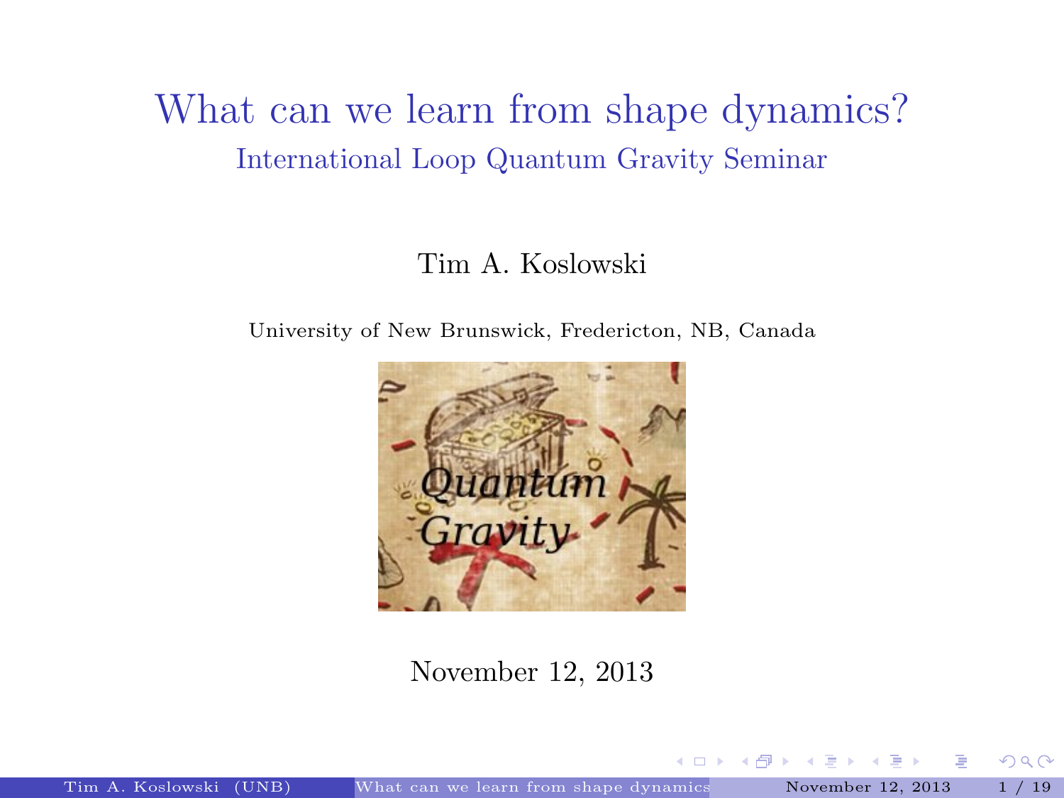# What can we learn from shape dynamics?

## International Loop Quantum Gravity Seminar

Tim A. Koslowski

University of New Brunswick, Fredericton, NB, Canada

November 12, 2013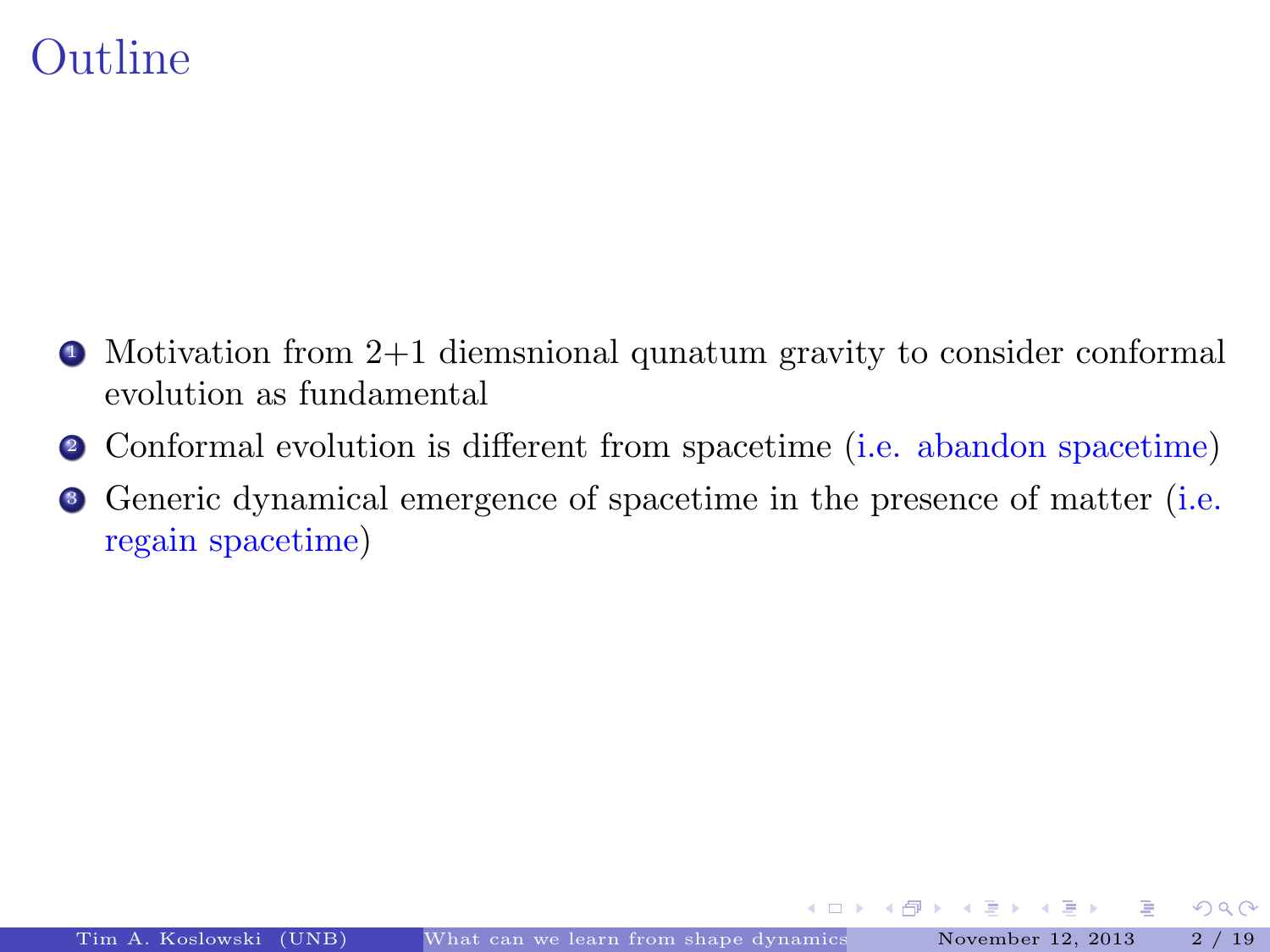# Outline

1. Motivation from 2+1 diemsnional qunatum gravity to consider conformal evolution as fundamental
2. Conformal evolution is different from spacetime (i.e. abandon spacetime)
3. Generic dynamical emergence of spacetime in the presence of matter (i.e. regain spacetime)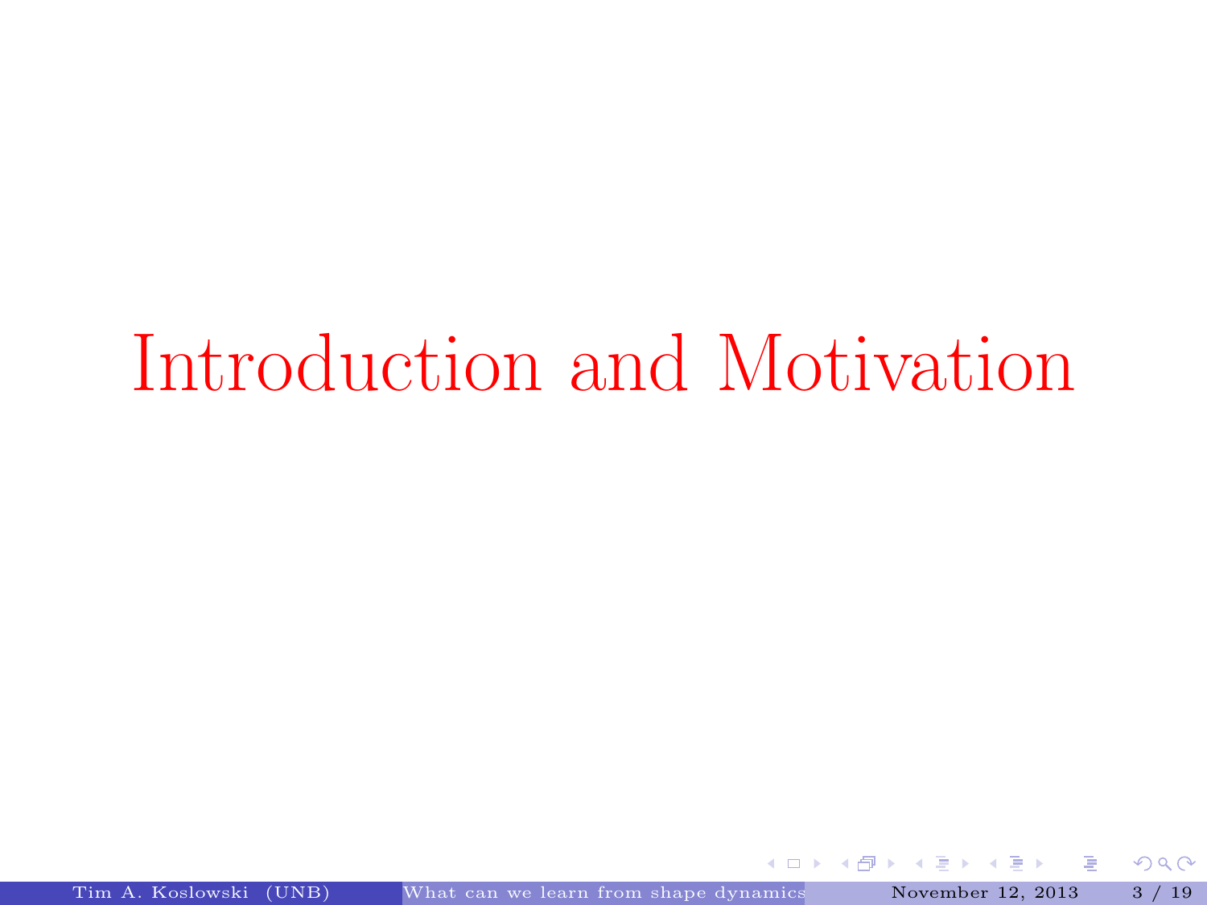# Introduction and Motivation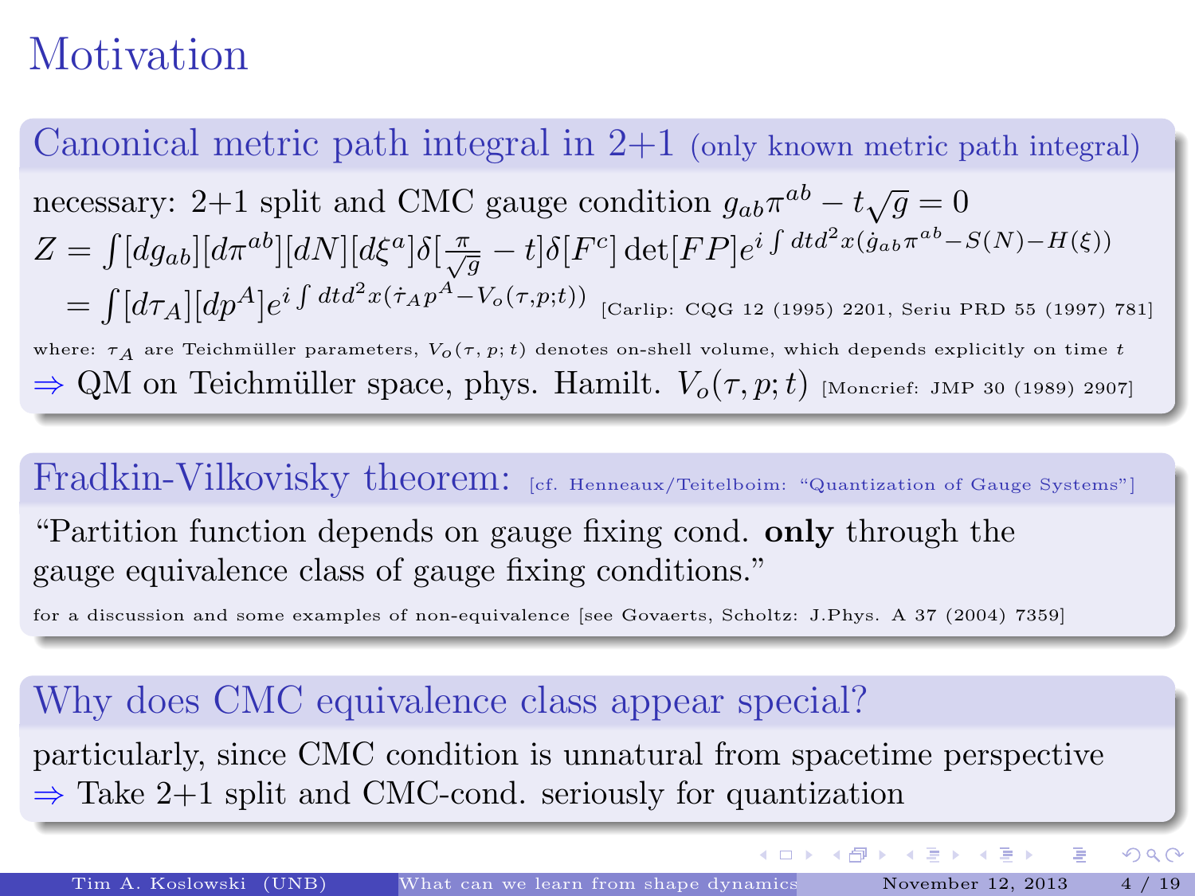# Motivation

## Canonical metric path integral in 2+1 (only known metric path integral)

necessary: 2+1 split and CMC gauge condition $g_{ab}\pi^{ab} - t\sqrt{g} = 0$

$$Z = \int [dg_{ab}][d\pi^{ab}][dN][d\xi^a]\delta[\tfrac{\pi}{\sqrt{g}} - t]\delta[F^c]\det[FP]e^{i\int dt d^2x(\dot{g}_{ab}\pi^{ab} - S(N) - H(\xi))}$$

$$= \int [d\tau_A][dp^A]e^{i\int dt d^2x(\dot{\tau}_A p^A - V_o(\tau,p;t))}$$ [Carlip: CQG 12 (1995) 2201, Seriu PRD 55 (1997) 781]

where: $\tau_A$ are Teichmüller parameters, $V_o(\tau, p; t)$ denotes on-shell volume, which depends explicitly on time $t$

$\Rightarrow$ QM on Teichmüller space, phys. Hamilt. $V_o(\tau, p; t)$ [Moncrief: JMP 30 (1989) 2907]

## Fradkin-Vilkovisky theorem: [cf. Henneaux/Teitelboim: "Quantization of Gauge Systems"]

"Partition function depends on gauge fixing cond. **only** through the gauge equivalence class of gauge fixing conditions."

for a discussion and some examples of non-equivalence [see Govaerts, Scholtz: J.Phys. A 37 (2004) 7359]

## Why does CMC equivalence class appear special?

particularly, since CMC condition is unnatural from spacetime perspective

$\Rightarrow$ Take 2+1 split and CMC-cond. seriously for quantization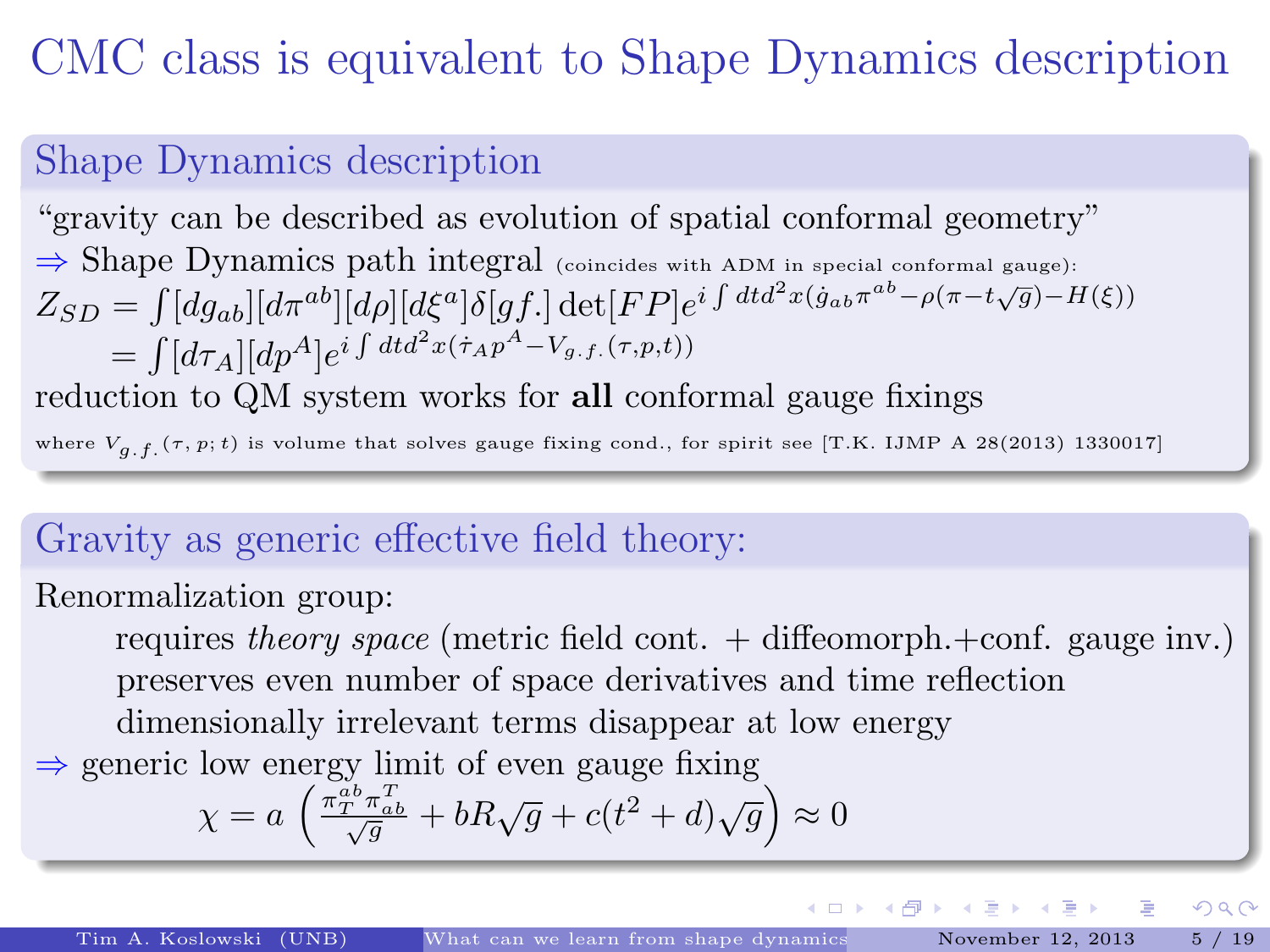# CMC class is equivalent to Shape Dynamics description

## Shape Dynamics description

"gravity can be described as evolution of spatial conformal geometry"

$\Rightarrow$ Shape Dynamics path integral (coincides with ADM in special conformal gauge):

$$Z_{SD} = \int [dg_{ab}][d\pi^{ab}][d\rho][d\xi^a]\delta[gf.]\det[FP]e^{i\int dt d^2x(\dot{g}_{ab}\pi^{ab} - \rho(\pi - t\sqrt{g}) - H(\xi))}$$
$$= \int [d\tau_A][dp^A]e^{i\int dt d^2x(\dot{\tau}_A p^A - V_{g.f.}(\tau,p,t))}$$

reduction to QM system works for **all** conformal gauge fixings

where $V_{g.f.}(\tau, p; t)$ is volume that solves gauge fixing cond., for spirit see [T.K. IJMP A 28(2013) 1330017]

## Gravity as generic effective field theory:

Renormalization group:

- requires *theory space* (metric field cont. + diffeomorph.+conf. gauge inv.)
- preserves even number of space derivatives and time reflection
- dimensionally irrelevant terms disappear at low energy

$\Rightarrow$ generic low energy limit of even gauge fixing

$$\chi = a\left(\frac{\pi_T^{ab}\pi^T_{ab}}{\sqrt{g}} + bR\sqrt{g} + c(t^2 + d)\sqrt{g}\right) \approx 0$$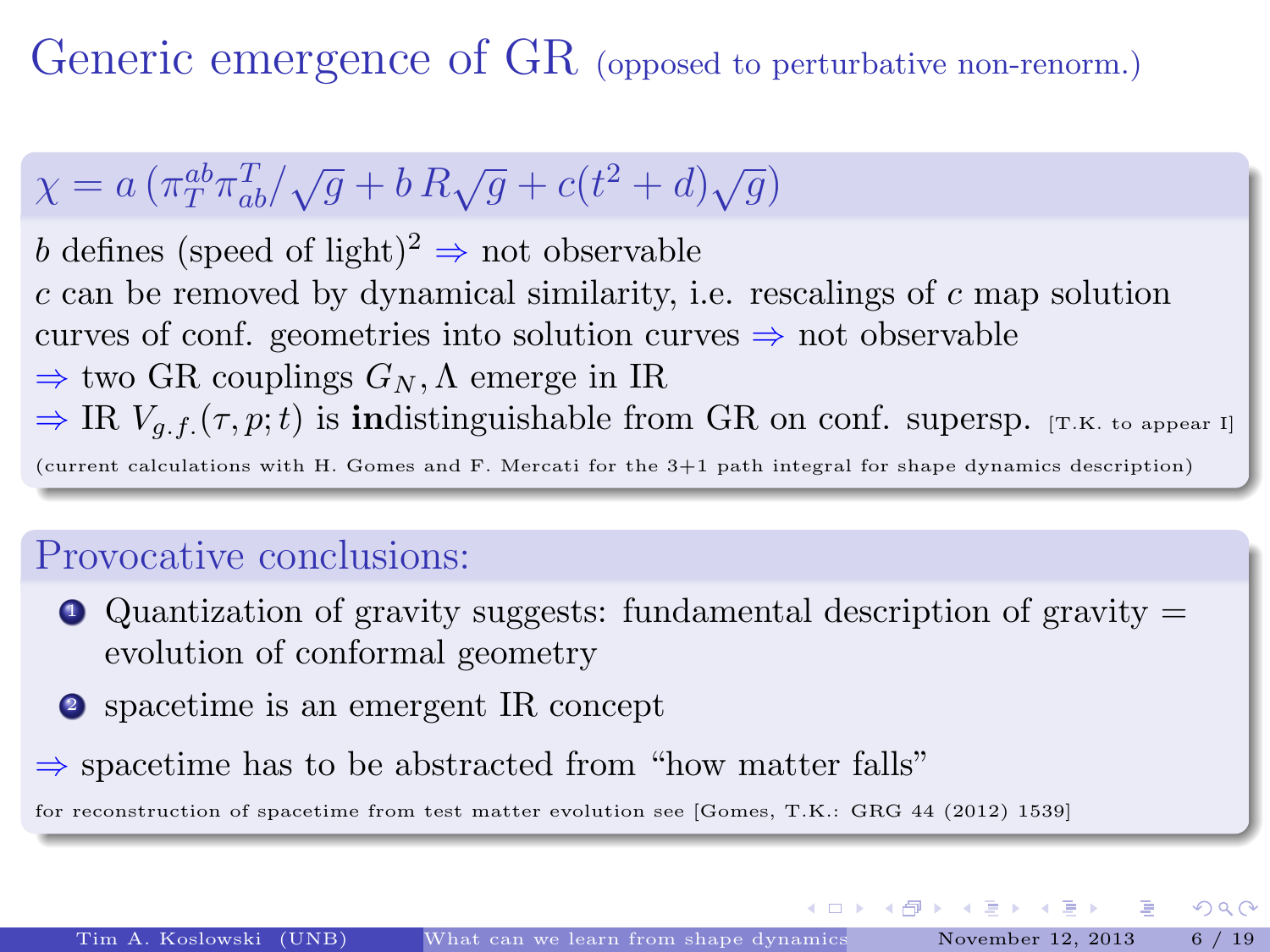# Generic emergence of GR (opposed to perturbative non-renorm.)

$$\chi = a\,(\pi_T^{ab}\pi^T_{ab}/\sqrt{g} + b\,R\sqrt{g} + c(t^2+d)\sqrt{g})$$

$b$ defines (speed of light)$^2$ $\Rightarrow$ not observable
$c$ can be removed by dynamical similarity, i.e. rescalings of $c$ map solution curves of conf. geometries into solution curves $\Rightarrow$ not observable
$\Rightarrow$ two GR couplings $G_N, \Lambda$ emerge in IR
$\Rightarrow$ IR $V_{g.f.}(\tau, p; t)$ is **in**distinguishable from GR on conf. supersp. [T.K. to appear I]

(current calculations with H. Gomes and F. Mercati for the 3+1 path integral for shape dynamics description)

## Provocative conclusions:

1. Quantization of gravity suggests: fundamental description of gravity = evolution of conformal geometry
2. spacetime is an emergent IR concept

$\Rightarrow$ spacetime has to be abstracted from "how matter falls"

for reconstruction of spacetime from test matter evolution see [Gomes, T.K.: GRG 44 (2012) 1539]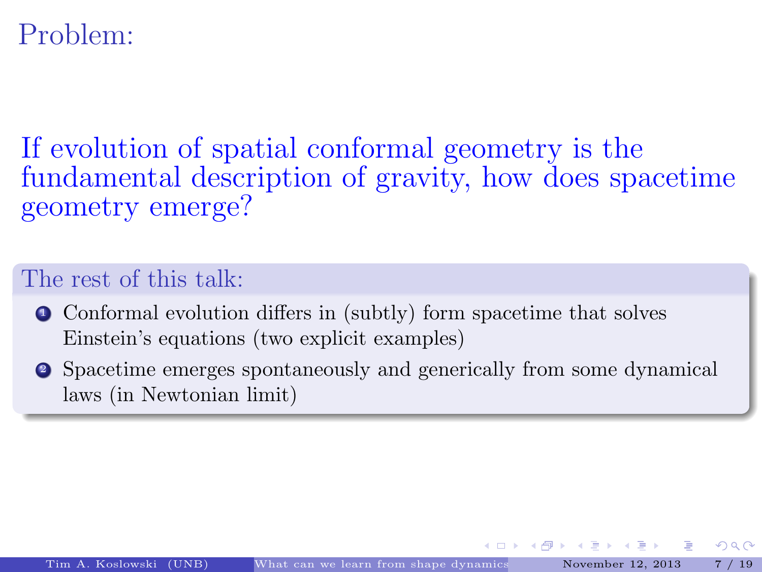# Problem:

If evolution of spatial conformal geometry is the fundamental description of gravity, how does spacetime geometry emerge?

**The rest of this talk:**

1. Conformal evolution differs in (subtly) form spacetime that solves Einstein's equations (two explicit examples)
2. Spacetime emerges spontaneously and generically from some dynamical laws (in Newtonian limit)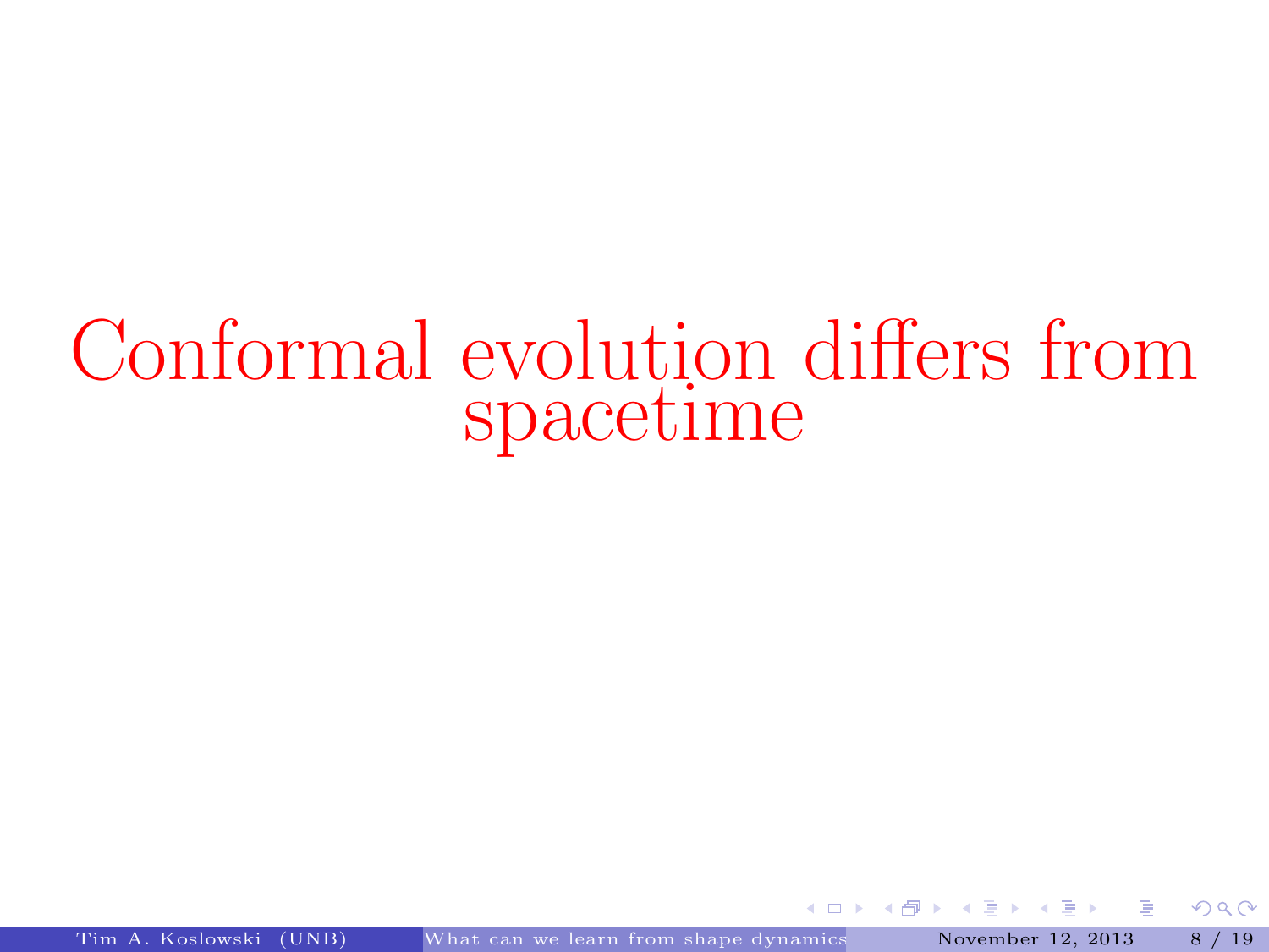# Conformal evolution differs from spacetime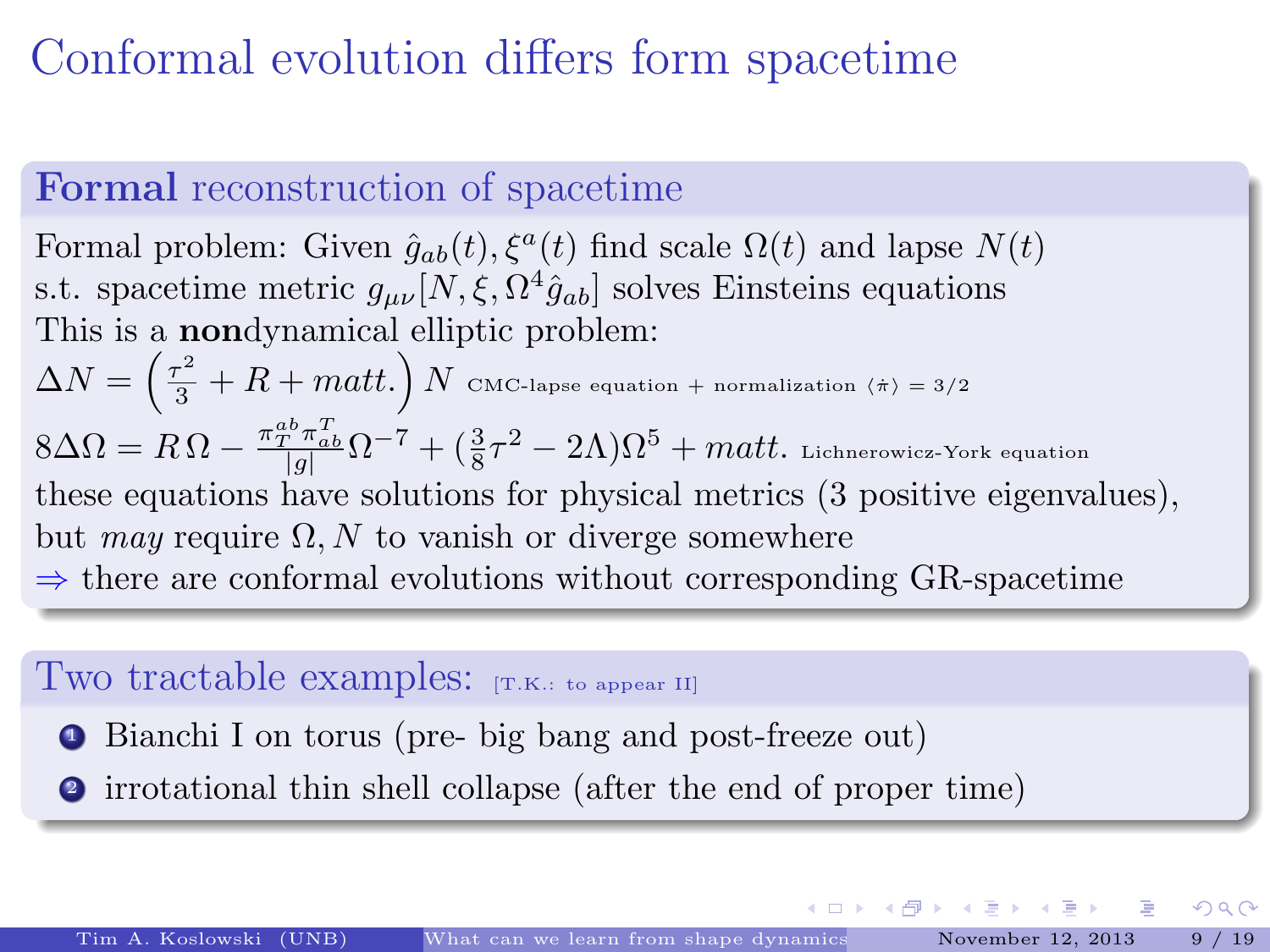# Conformal evolution differs form spacetime

## **Formal** reconstruction of spacetime

Formal problem: Given $\hat{g}_{ab}(t), \xi^a(t)$ find scale $\Omega(t)$ and lapse $N(t)$ s.t. spacetime metric $g_{\mu\nu}[N, \xi, \Omega^4 \hat{g}_{ab}]$ solves Einsteins equations

This is a **non**dynamical elliptic problem:

$\Delta N = \left(\frac{\tau^2}{3} + R + matt.\right) N$ CMC-lapse equation + normalization $\langle \dot{\pi} \rangle = 3/2$

$8\Delta\Omega = R\,\Omega - \frac{\pi_T^{ab}\pi^T_{ab}}{|g|}\Omega^{-7} + (\frac{3}{8}\tau^2 - 2\Lambda)\Omega^5 + matt.$ Lichnerowicz-York equation

these equations have solutions for physical metrics (3 positive eigenvalues), but *may* require $\Omega, N$ to vanish or diverge somewhere

$\Rightarrow$ there are conformal evolutions without corresponding GR-spacetime

## Two tractable examples: [T.K.: to appear II]

1. Bianchi I on torus (pre- big bang and post-freeze out)
2. irrotational thin shell collapse (after the end of proper time)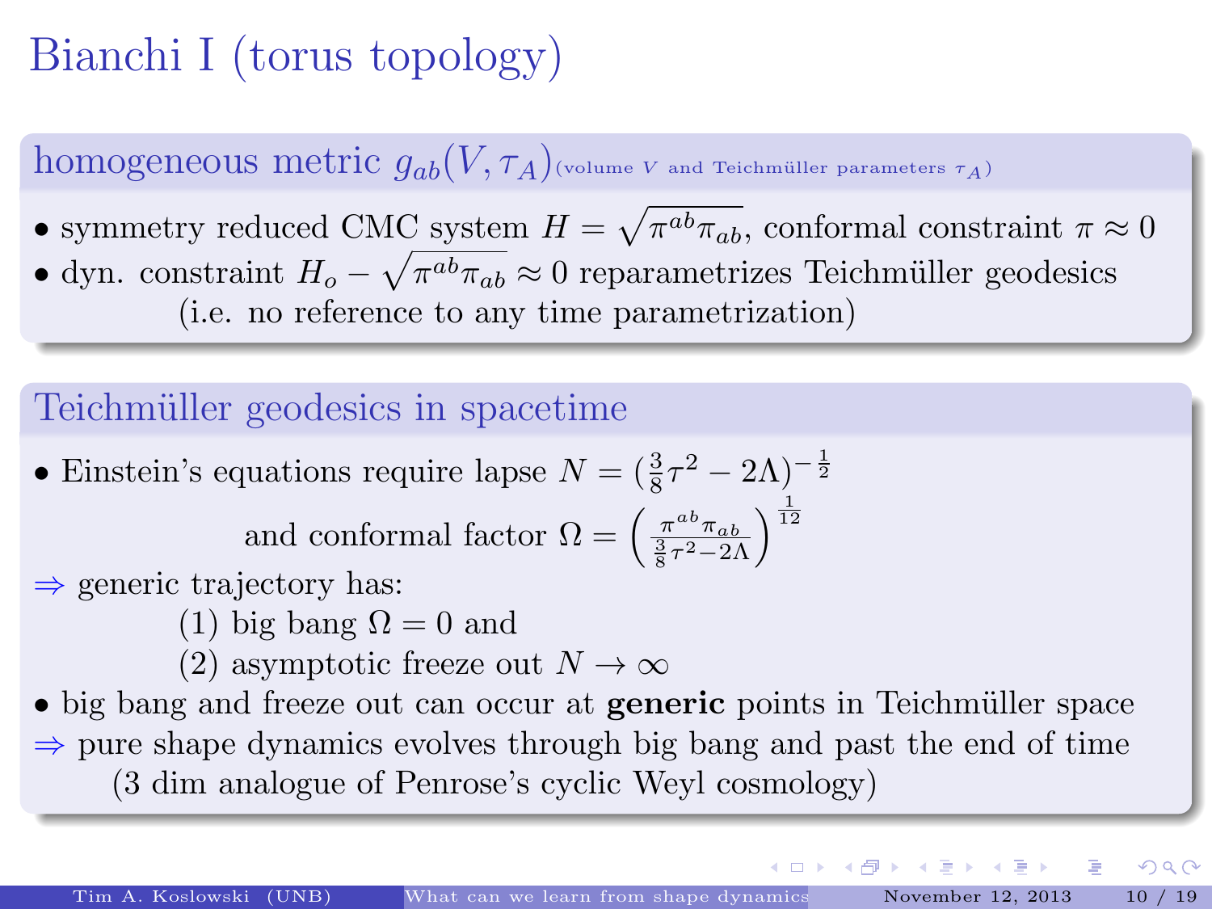# Bianchi I (torus topology)

## homogeneous metric $g_{ab}(V, \tau_A)$ (volume $V$ and Teichmüller parameters $\tau_A$)

- symmetry reduced CMC system $H = \sqrt{\pi^{ab}\pi_{ab}}$, conformal constraint $\pi \approx 0$
- dyn. constraint $H_o - \sqrt{\pi^{ab}\pi_{ab}} \approx 0$ reparametrizes Teichmüller geodesics (i.e. no reference to any time parametrization)

## Teichmüller geodesics in spacetime

- Einstein's equations require lapse $N = (\frac{3}{8}\tau^2 - 2\Lambda)^{-\frac{1}{2}}$

  and conformal factor $\Omega = \left(\frac{\pi^{ab}\pi_{ab}}{\frac{3}{8}\tau^2 - 2\Lambda}\right)^{\frac{1}{12}}$

$\Rightarrow$ generic trajectory has:

(1) big bang $\Omega = 0$ and

(2) asymptotic freeze out $N \to \infty$

- big bang and freeze out can occur at **generic** points in Teichmüller space

$\Rightarrow$ pure shape dynamics evolves through big bang and past the end of time (3 dim analogue of Penrose's cyclic Weyl cosmology)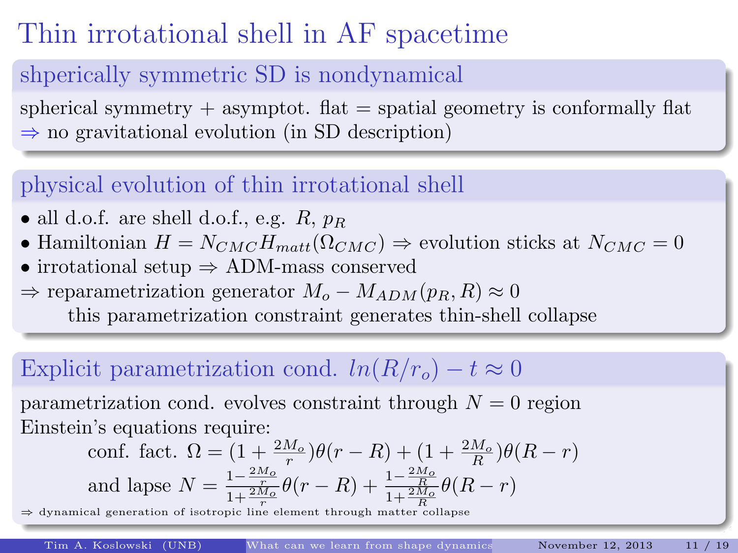# Thin irrotational shell in AF spacetime

## shperically symmetric SD is nondynamical

spherical symmetry + asymptot. flat = spatial geometry is conformally flat
$\Rightarrow$ no gravitational evolution (in SD description)

## physical evolution of thin irrotational shell

- all d.o.f. are shell d.o.f., e.g. $R$, $p_R$
- Hamiltonian $H = N_{CMC} H_{matt}(\Omega_{CMC}) \Rightarrow$ evolution sticks at $N_{CMC} = 0$
- irrotational setup $\Rightarrow$ ADM-mass conserved

$\Rightarrow$ reparametrization generator $M_o - M_{ADM}(p_R, R) \approx 0$

this parametrization constraint generates thin-shell collapse

## Explicit parametrization cond. $ln(R/r_o) - t \approx 0$

parametrization cond. evolves constraint through $N = 0$ region
Einstein's equations require:

conf. fact. $\Omega = (1 + \frac{2M_o}{r})\theta(r - R) + (1 + \frac{2M_o}{R})\theta(R - r)$

and lapse $N = \frac{1 - \frac{2M_o}{r}}{1 + \frac{2M_o}{r}}\theta(r - R) + \frac{1 - \frac{2M_o}{R}}{1 + \frac{2M_o}{R}}\theta(R - r)$

$\Rightarrow$ dynamical generation of isotropic line element through matter collapse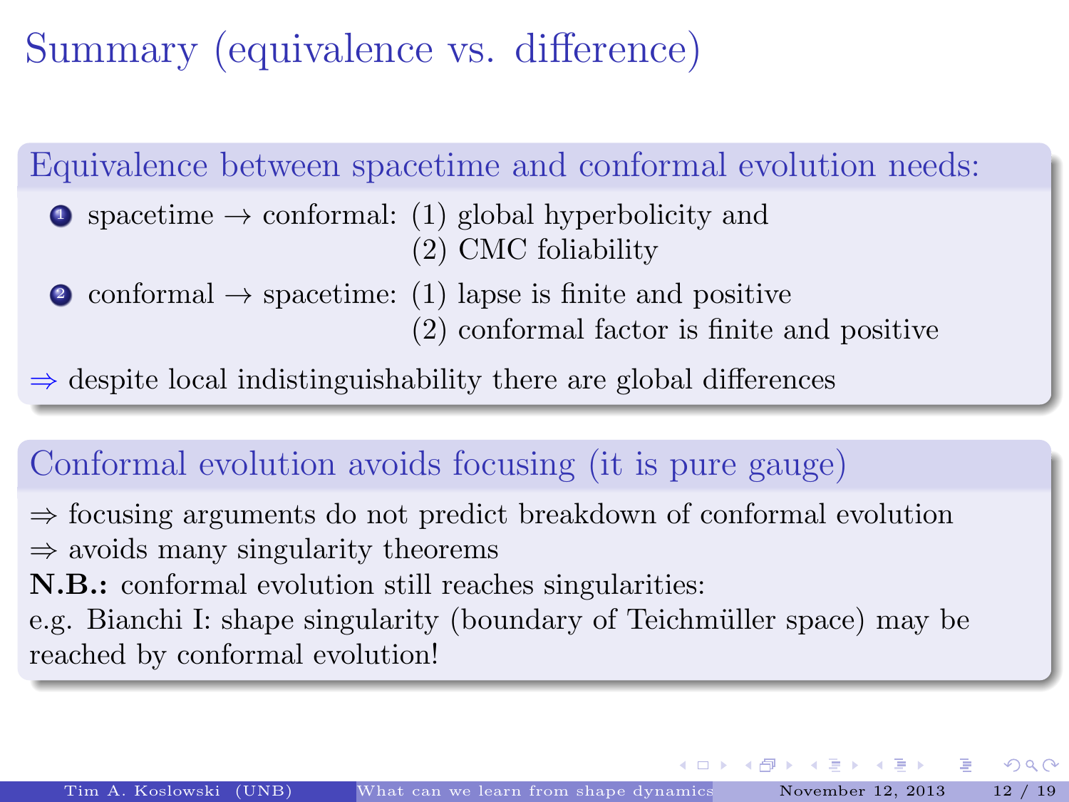# Summary (equivalence vs. difference)

## Equivalence between spacetime and conformal evolution needs:

1. spacetime $\rightarrow$ conformal: (1) global hyperbolicity and
   (2) CMC foliability
2. conformal $\rightarrow$ spacetime: (1) lapse is finite and positive
   (2) conformal factor is finite and positive

$\Rightarrow$ despite local indistinguishability there are global differences

## Conformal evolution avoids focusing (it is pure gauge)

$\Rightarrow$ focusing arguments do not predict breakdown of conformal evolution
$\Rightarrow$ avoids many singularity theorems
**N.B.:** conformal evolution still reaches singularities:
e.g. Bianchi I: shape singularity (boundary of Teichmüller space) may be reached by conformal evolution!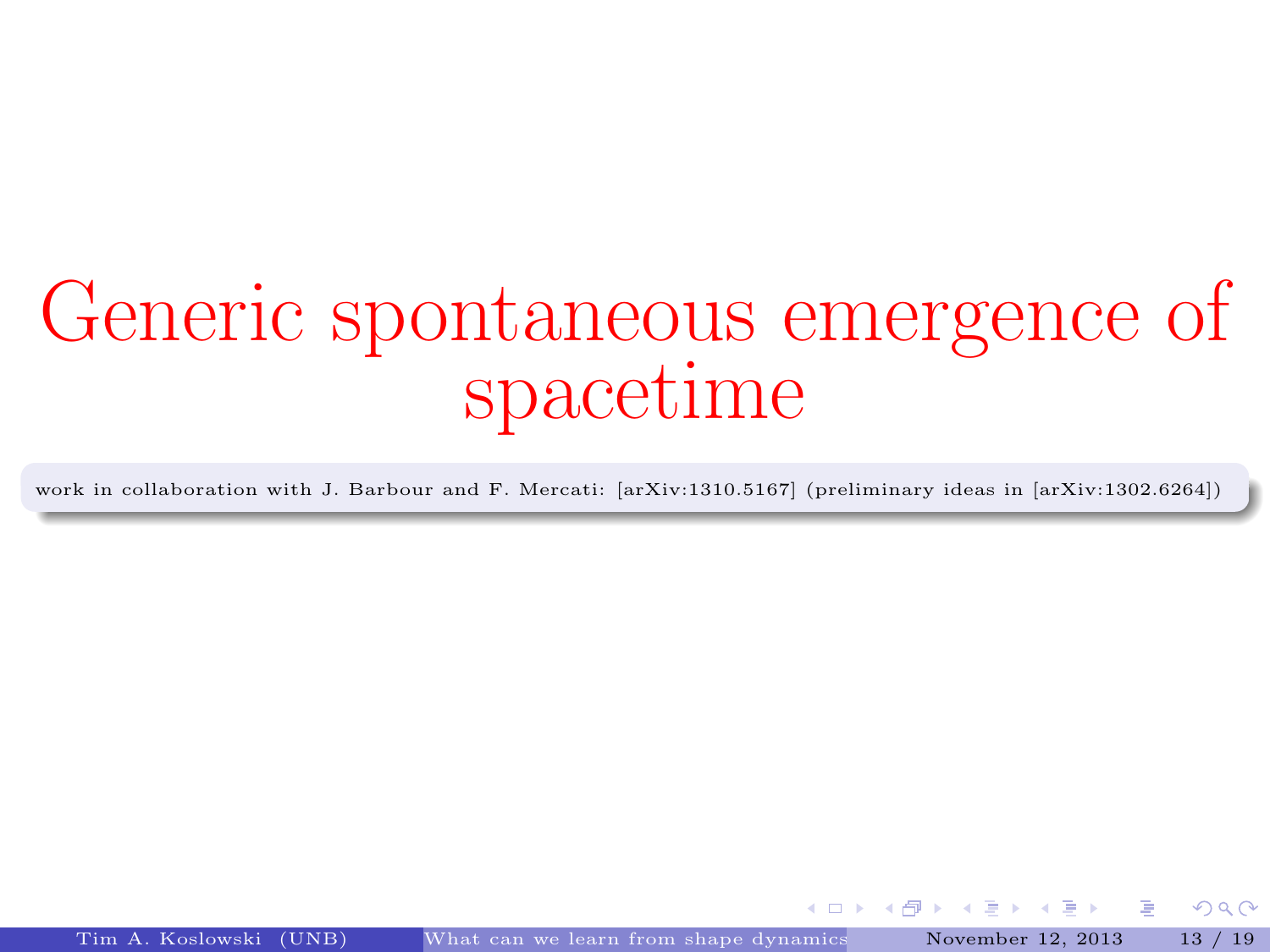# Generic spontaneous emergence of spacetime

work in collaboration with J. Barbour and F. Mercati: [arXiv:1310.5167] (preliminary ideas in [arXiv:1302.6264])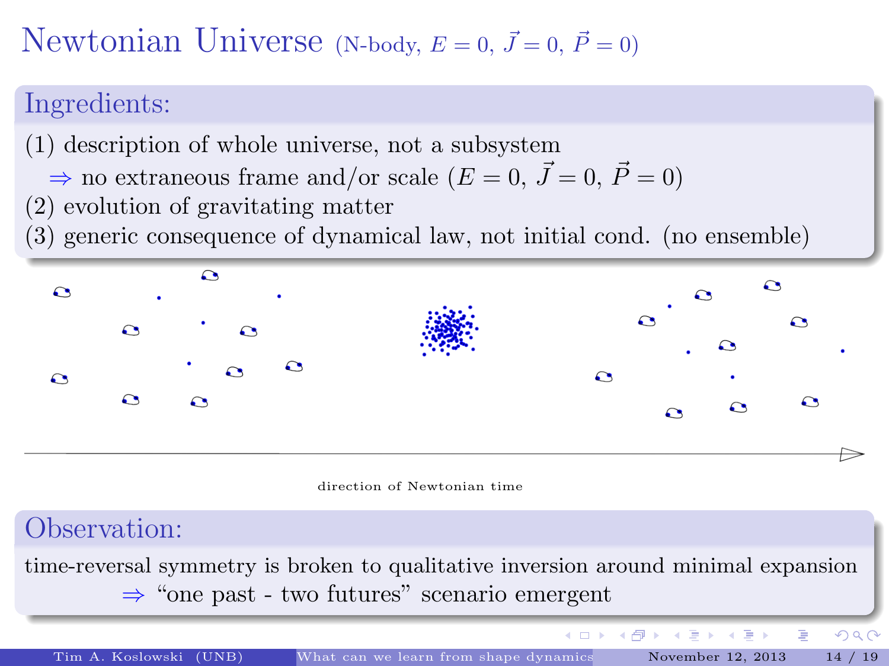# Newtonian Universe (N-body, $E = 0$, $\vec{J} = 0$, $\vec{P} = 0$)

## Ingredients:

(1) description of whole universe, not a subsystem

$\Rightarrow$ no extraneous frame and/or scale ($E = 0$, $\vec{J} = 0$, $\vec{P} = 0$)

(2) evolution of gravitating matter

(3) generic consequence of dynamical law, not initial cond. (no ensemble)

direction of Newtonian time

## Observation:

time-reversal symmetry is broken to qualitative inversion around minimal expansion

$\Rightarrow$ "one past - two futures" scenario emergent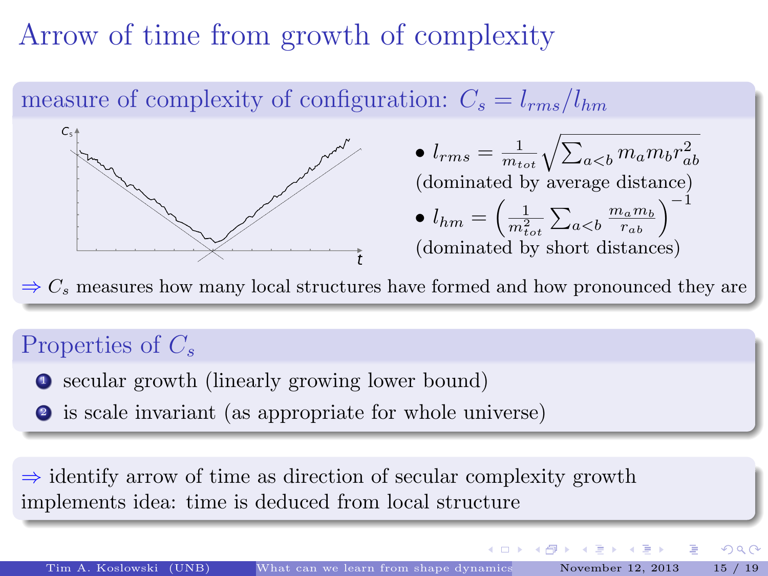# Arrow of time from growth of complexity

## measure of complexity of configuration: $C_s = l_{rms}/l_{hm}$

- $l_{rms} = \frac{1}{m_{tot}} \sqrt{\sum_{a<b} m_a m_b r_{ab}^2}$ (dominated by average distance)
- $l_{hm} = \left( \frac{1}{m_{tot}^2} \sum_{a<b} \frac{m_a m_b}{r_{ab}} \right)^{-1}$ (dominated by short distances)

$\Rightarrow$ $C_s$ measures how many local structures have formed and how pronounced they are

## Properties of $C_s$

1. secular growth (linearly growing lower bound)
2. is scale invariant (as appropriate for whole universe)

$\Rightarrow$ identify arrow of time as direction of secular complexity growth
implements idea: time is deduced from local structure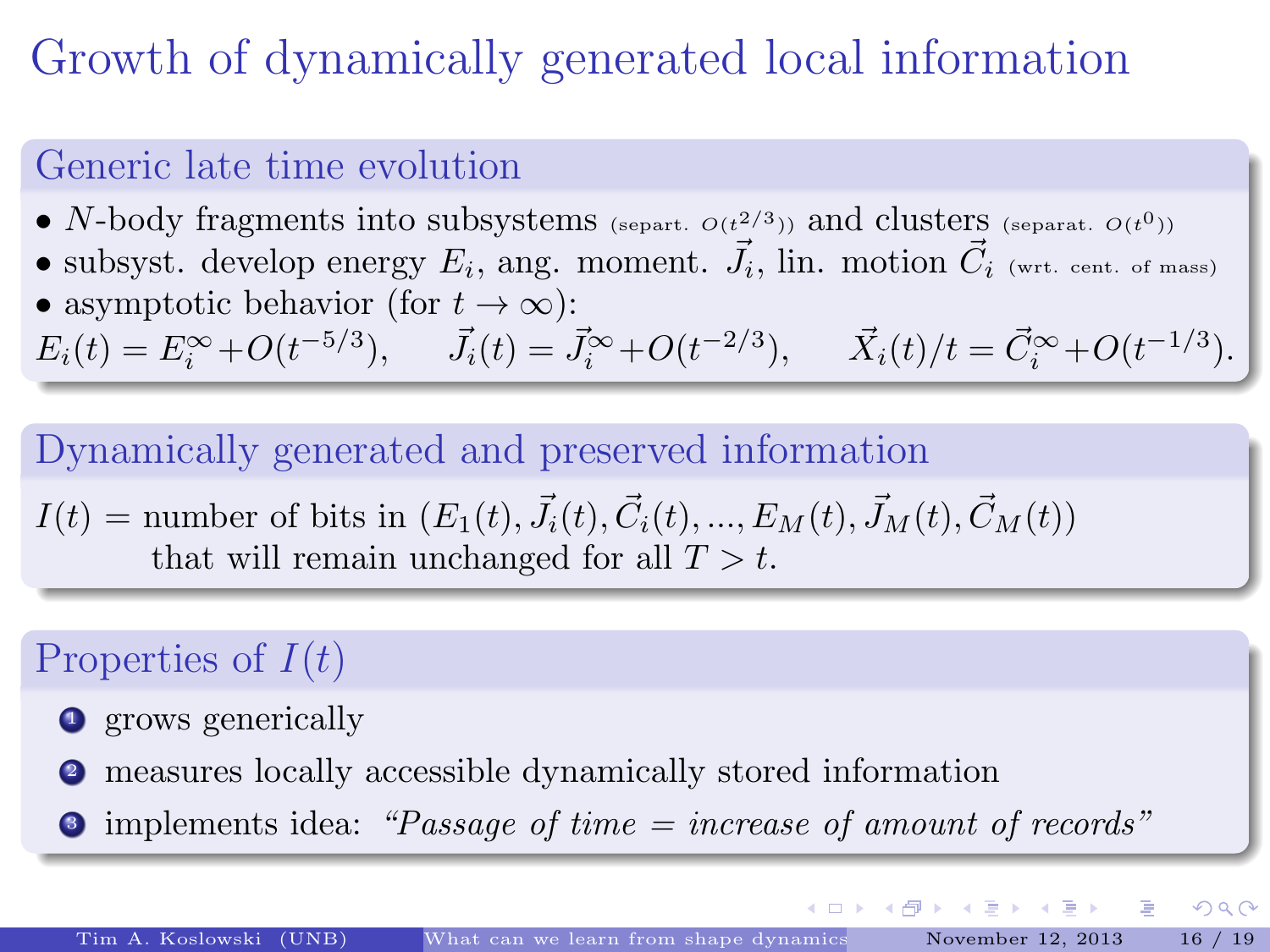# Growth of dynamically generated local information

## Generic late time evolution

- $N$-body fragments into subsystems (separt. $O(t^{2/3})$) and clusters (separat. $O(t^0)$)
- subsyst. develop energy $E_i$, ang. moment. $\vec{J}_i$, lin. motion $\vec{C}_i$ (wrt. cent. of mass)
- asymptotic behavior (for $t \to \infty$):

$$E_i(t) = E_i^\infty + O(t^{-5/3}), \qquad \vec{J}_i(t) = \vec{J}_i^\infty + O(t^{-2/3}), \qquad \vec{X}_i(t)/t = \vec{C}_i^\infty + O(t^{-1/3}).$$

## Dynamically generated and preserved information

$I(t) =$ number of bits in $(E_1(t), \vec{J}_i(t), \vec{C}_i(t), ..., E_M(t), \vec{J}_M(t), \vec{C}_M(t))$
that will remain unchanged for all $T > t$.

## Properties of $I(t)$

1. grows generically
2. measures locally accessible dynamically stored information
3. implements idea: *"Passage of time = increase of amount of records"*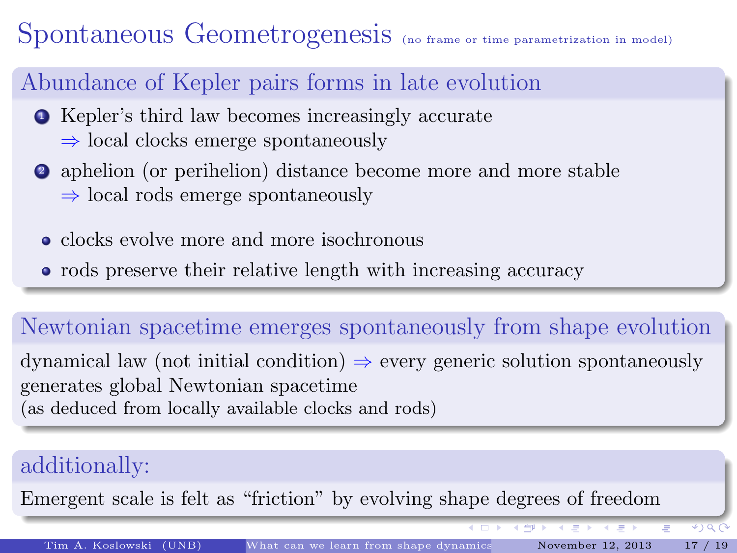# Spontaneous Geometrogenesis (no frame or time parametrization in model)

## Abundance of Kepler pairs forms in late evolution

1. Kepler's third law becomes increasingly accurate
   $\Rightarrow$ local clocks emerge spontaneously
2. aphelion (or perihelion) distance become more and more stable
   $\Rightarrow$ local rods emerge spontaneously

- clocks evolve more and more isochronous
- rods preserve their relative length with increasing accuracy

## Newtonian spacetime emerges spontaneously from shape evolution

dynamical law (not initial condition) $\Rightarrow$ every generic solution spontaneously generates global Newtonian spacetime
(as deduced from locally available clocks and rods)

## additionally:

Emergent scale is felt as "friction" by evolving shape degrees of freedom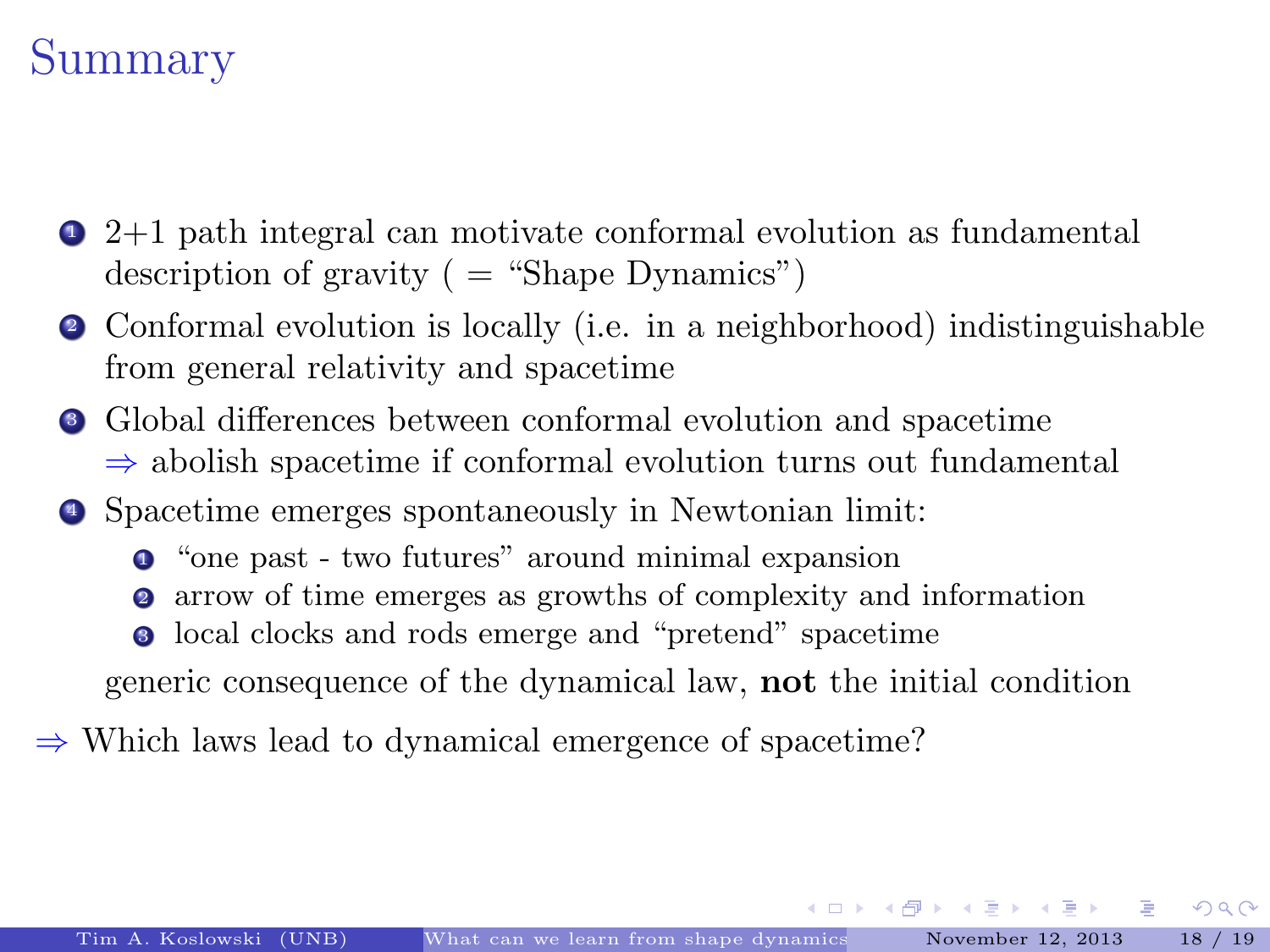# Summary

1. 2+1 path integral can motivate conformal evolution as fundamental description of gravity ( = "Shape Dynamics")
2. Conformal evolution is locally (i.e. in a neighborhood) indistinguishable from general relativity and spacetime
3. Global differences between conformal evolution and spacetime
   $\Rightarrow$ abolish spacetime if conformal evolution turns out fundamental
4. Spacetime emerges spontaneously in Newtonian limit:
   1. "one past - two futures" around minimal expansion
   2. arrow of time emerges as growths of complexity and information
   3. local clocks and rods emerge and "pretend" spacetime

   generic consequence of the dynamical law, **not** the initial condition

$\Rightarrow$ Which laws lead to dynamical emergence of spacetime?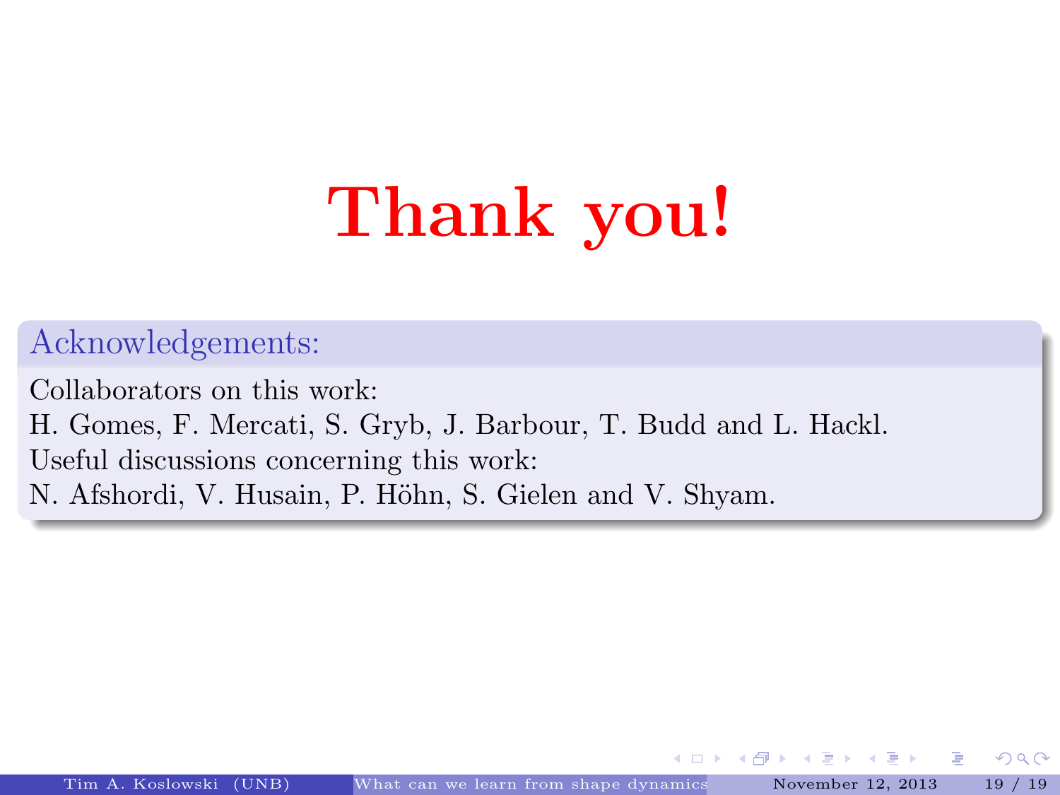# Thank you!

**Acknowledgements:**

Collaborators on this work:
H. Gomes, F. Mercati, S. Gryb, J. Barbour, T. Budd and L. Hackl.
Useful discussions concerning this work:
N. Afshordi, V. Husain, P. Höhn, S. Gielen and V. Shyam.